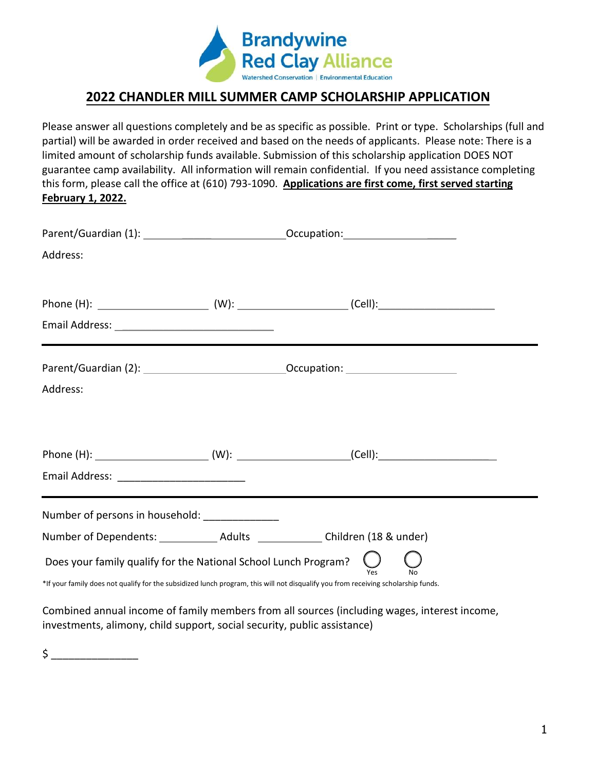Brandywine Red Clay Alliance

Watershed Conservation | Environmental Education

## 2022 CHANDLER MILL SUMMER CAMP SCHOLARSHIP APPLICATION

Please answer all questions completely and be as specific as possible. Print or type. Scholarships (full and partial) will be awarded in order received and based on the needs of applicants. Please note: There is a limited amount of scholarship funds available. Submission of this scholarship application DOES NOT guarantee camp availability. All information will remain confidential. If you need assistance completing this form, please call the office at (610) 793-1090. **Applications are first come, first served starting February 1, 2022.**

Parent/Guardian (1): ____________________ Occupation: ____________________

Address:

Phone (H): ____________________ (W): ____________________ (Cell): ____________________

Email Address: ____________________________

---

Parent/Guardian (2): ____________________ Occupation: ____________________

Address:

Phone (H): ____________________ (W): ____________________ (Cell): ____________________

Email Address: ______________________

---

Number of persons in household: _____________

Number of Dependents: __________ Adults ___________ Children (18 & under)

Does your family qualify for the National School Lunch Program? ◯ Yes ◯ No

*If your family does not qualify for the subsidized lunch program, this will not disqualify you from receiving scholarship funds.

Combined annual income of family members from all sources (including wages, interest income, investments, alimony, child support, social security, public assistance)

$ _______________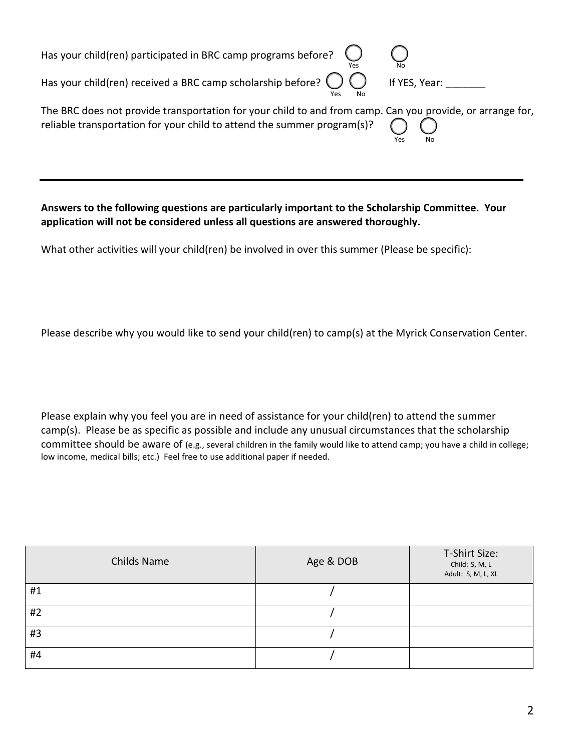Has your child(ren) participated in BRC camp programs before? ◯ Yes ◯ No

Has your child(ren) received a BRC camp scholarship before? ◯ Yes ◯ No If YES, Year: _______

The BRC does not provide transportation for your child to and from camp. Can you provide, or arrange for, reliable transportation for your child to attend the summer program(s)? ◯ Yes ◯ No

---

**Answers to the following questions are particularly important to the Scholarship Committee. Your application will not be considered unless all questions are answered thoroughly.**

What other activities will your child(ren) be involved in over this summer (Please be specific):

Please describe why you would like to send your child(ren) to camp(s) at the Myrick Conservation Center.

Please explain why you feel you are in need of assistance for your child(ren) to attend the summer camp(s). Please be as specific as possible and include any unusual circumstances that the scholarship committee should be aware of (e.g., several children in the family would like to attend camp; you have a child in college; low income, medical bills; etc.) Feel free to use additional paper if needed.

| Childs Name | Age & DOB | T-Shirt Size: Child: S, M, L Adult: S, M, L, XL |
|---|---|---|
| #1 | / | |
| #2 | / | |
| #3 | / | |
| #4 | / | |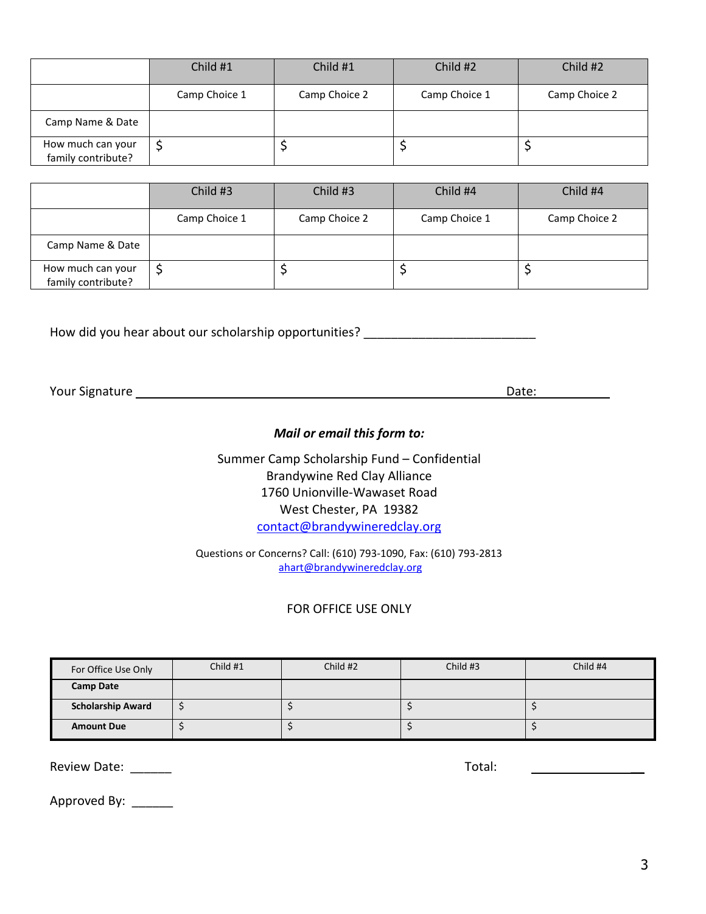| | Child #1 | Child #1 | Child #2 | Child #2 |
|---|---|---|---|---|
| | Camp Choice 1 | Camp Choice 2 | Camp Choice 1 | Camp Choice 2 |
| Camp Name & Date | | | | |
| How much can your family contribute? | $ | $ | $ | $ |

| | Child #3 | Child #3 | Child #4 | Child #4 |
|---|---|---|---|---|
| | Camp Choice 1 | Camp Choice 2 | Camp Choice 1 | Camp Choice 2 |
| Camp Name & Date | | | | |
| How much can your family contribute? | $ | $ | $ | $ |

How did you hear about our scholarship opportunities? ________________________

Your Signature ____________________________________________________ Date: __________

***Mail or email this form to:***

Summer Camp Scholarship Fund – Confidential
Brandywine Red Clay Alliance
1760 Unionville-Wawaset Road
West Chester, PA 19382
contact@brandywineredclay.org

Questions or Concerns? Call: (610) 793-1090, Fax: (610) 793-2813
ahart@brandywineredclay.org

FOR OFFICE USE ONLY

| For Office Use Only | Child #1 | Child #2 | Child #3 | Child #4 |
|---|---|---|---|---|
| **Camp Date** | | | | |
| **Scholarship Award** | $ | $ | $ | $ |
| **Amount Due** | $ | $ | $ | $ |

Review Date: ______ Total: ________________

Approved By: ______